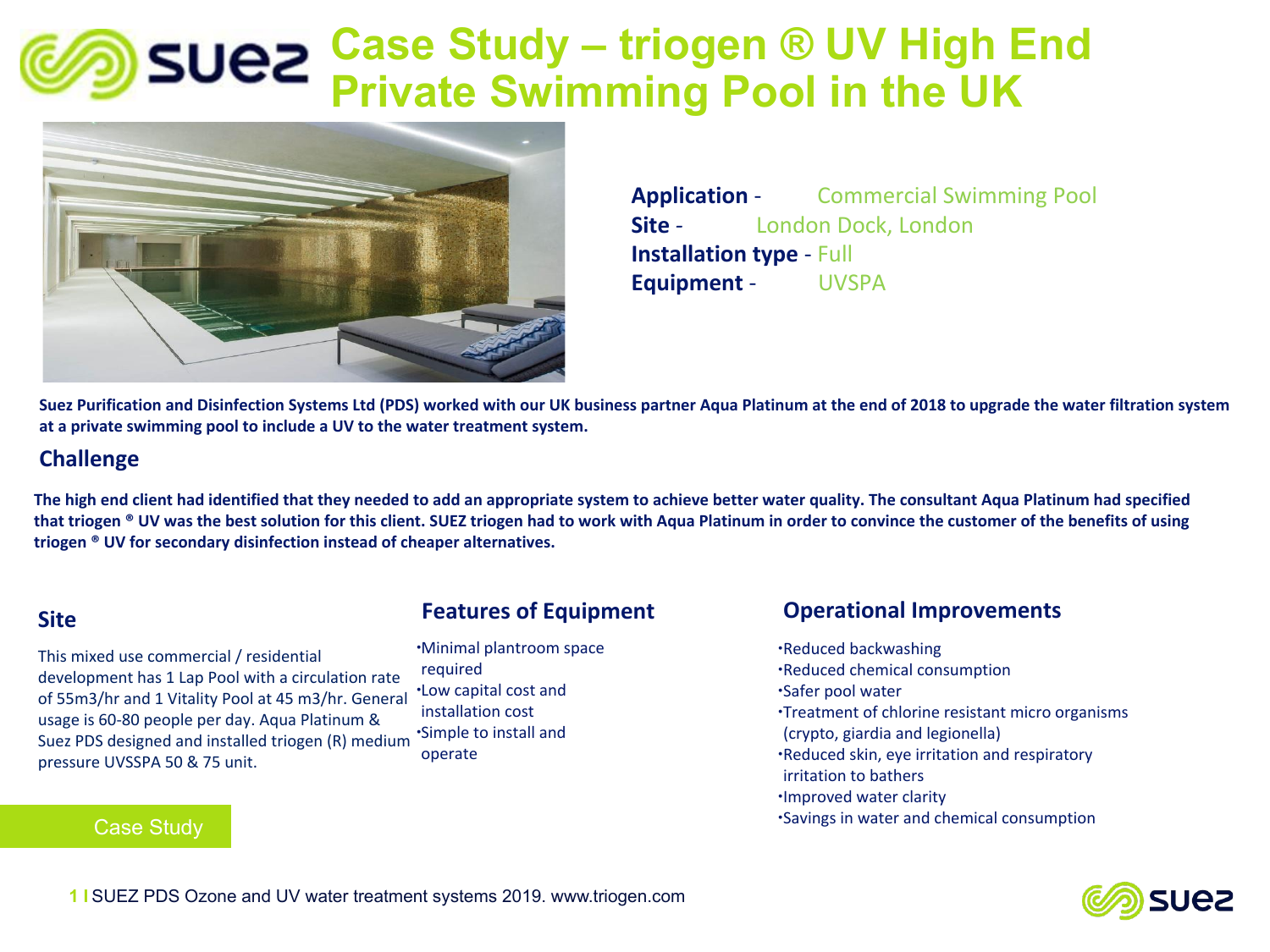# Case Study – triogen ® UV High End Private Swimming Pool in the UK

**Application** - Commercial Swimming Pool
**Site** - London Dock, London
**Installation type** - Full
**Equipment** - UVSPA

**Suez Purification and Disinfection Systems Ltd (PDS) worked with our UK business partner Aqua Platinum at the end of 2018 to upgrade the water filtration system at a private swimming pool to include a UV to the water treatment system.**

## Challenge

**The high end client had identified that they needed to add an appropriate system to achieve better water quality. The consultant Aqua Platinum had specified that triogen ® UV was the best solution for this client. SUEZ triogen had to work with Aqua Platinum in order to convince the customer of the benefits of using triogen ® UV for secondary disinfection instead of cheaper alternatives.**

## Site

This mixed use commercial / residential development has 1 Lap Pool with a circulation rate of 55m3/hr and 1 Vitality Pool at 45 m3/hr. General usage is 60-80 people per day. Aqua Platinum & Suez PDS designed and installed triogen (R) medium pressure UVSSPA 50 & 75 unit.

## Features of Equipment

- Minimal plantroom space required
- Low capital cost and installation cost
- Simple to install and operate

## Operational Improvements

- Reduced backwashing
- Reduced chemical consumption
- Safer pool water
- Treatment of chlorine resistant micro organisms (crypto, giardia and legionella)
- Reduced skin, eye irritation and respiratory irritation to bathers
- Improved water clarity
- Savings in water and chemical consumption

Case Study

SUEZ PDS Ozone and UV water treatment systems 2019. www.triogen.com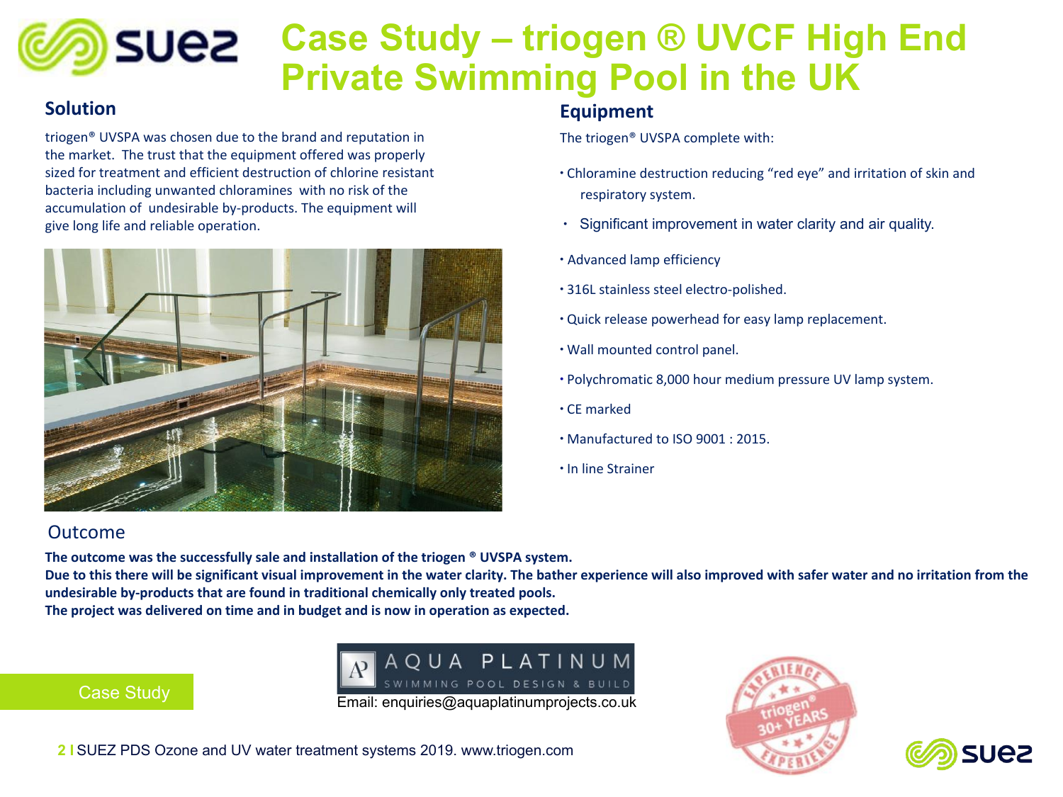# Case Study – triogen ® UVCF High End Private Swimming Pool in the UK

## Solution

triogen® UVSPA was chosen due to the brand and reputation in the market. The trust that the equipment offered was properly sized for treatment and efficient destruction of chlorine resistant bacteria including unwanted chloramines with no risk of the accumulation of undesirable by-products. The equipment will give long life and reliable operation.

## Equipment

The triogen® UVSPA complete with:

- Chloramine destruction reducing "red eye" and irritation of skin and respiratory system.
- Significant improvement in water clarity and air quality.
- Advanced lamp efficiency
- 316L stainless steel electro-polished.
- Quick release powerhead for easy lamp replacement.
- Wall mounted control panel.
- Polychromatic 8,000 hour medium pressure UV lamp system.
- CE marked
- Manufactured to ISO 9001 : 2015.
- In line Strainer

## Outcome

**The outcome was the successfully sale and installation of the triogen ® UVSPA system.**
**Due to this there will be significant visual improvement in the water clarity. The bather experience will also improved with safer water and no irritation from the undesirable by-products that are found in traditional chemically only treated pools.**
**The project was delivered on time and in budget and is now in operation as expected.**

Case Study

AQUA PLATINUM
SWIMMING POOL DESIGN & BUILD

Email: enquiries@aquaplatinumprojects.co.uk

EXPERIENCE triogen® 30+ YEARS EXPERIENCE